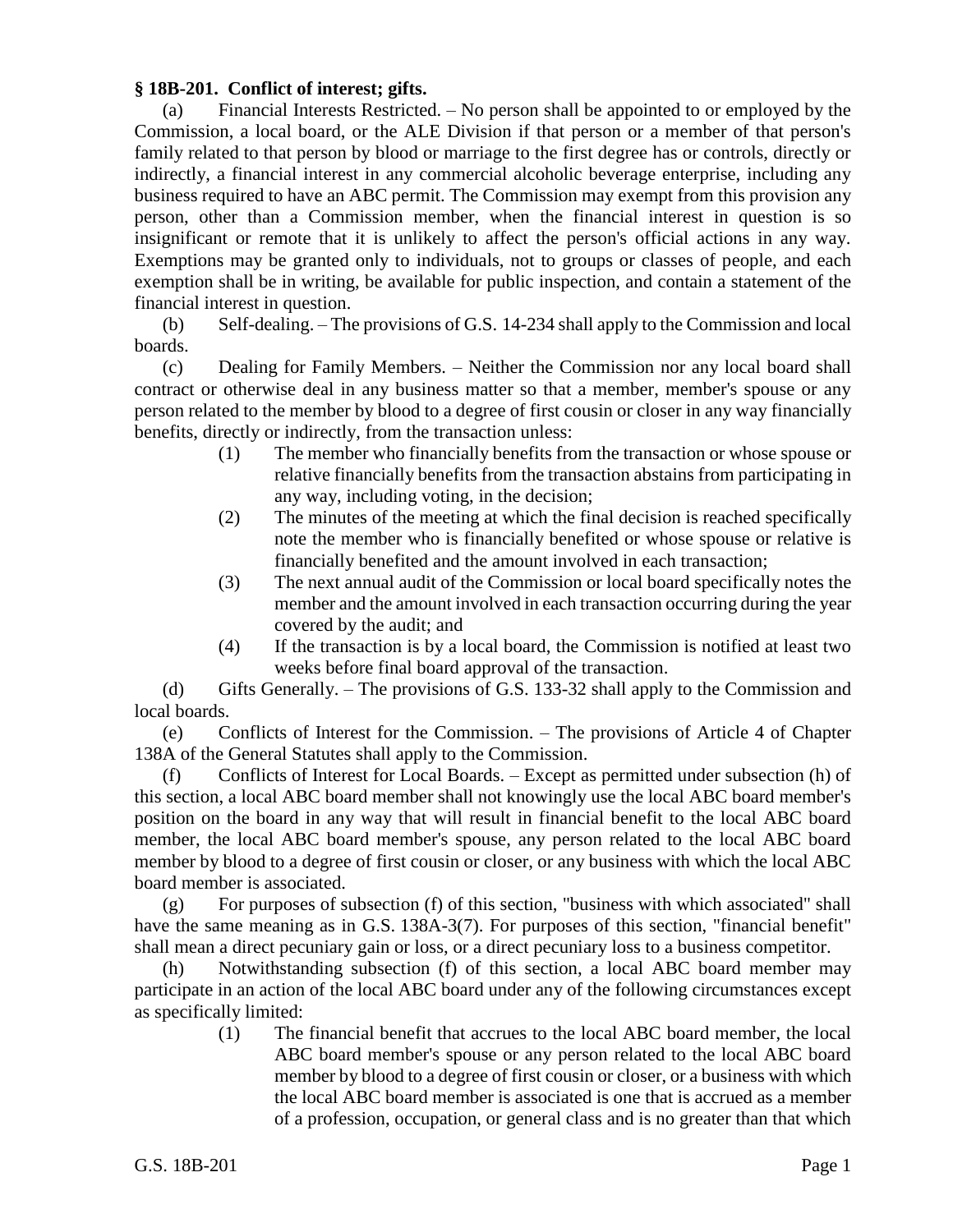**§ 18B-201. Conflict of interest; gifts.**

(a) Financial Interests Restricted. – No person shall be appointed to or employed by the Commission, a local board, or the ALE Division if that person or a member of that person's family related to that person by blood or marriage to the first degree has or controls, directly or indirectly, a financial interest in any commercial alcoholic beverage enterprise, including any business required to have an ABC permit. The Commission may exempt from this provision any person, other than a Commission member, when the financial interest in question is so insignificant or remote that it is unlikely to affect the person's official actions in any way. Exemptions may be granted only to individuals, not to groups or classes of people, and each exemption shall be in writing, be available for public inspection, and contain a statement of the financial interest in question.

(b) Self-dealing. – The provisions of G.S. 14-234 shall apply to the Commission and local boards.

(c) Dealing for Family Members. – Neither the Commission nor any local board shall contract or otherwise deal in any business matter so that a member, member's spouse or any person related to the member by blood to a degree of first cousin or closer in any way financially benefits, directly or indirectly, from the transaction unless:

(1) The member who financially benefits from the transaction or whose spouse or relative financially benefits from the transaction abstains from participating in any way, including voting, in the decision;

(2) The minutes of the meeting at which the final decision is reached specifically note the member who is financially benefited or whose spouse or relative is financially benefited and the amount involved in each transaction;

(3) The next annual audit of the Commission or local board specifically notes the member and the amount involved in each transaction occurring during the year covered by the audit; and

(4) If the transaction is by a local board, the Commission is notified at least two weeks before final board approval of the transaction.

(d) Gifts Generally. – The provisions of G.S. 133-32 shall apply to the Commission and local boards.

(e) Conflicts of Interest for the Commission. – The provisions of Article 4 of Chapter 138A of the General Statutes shall apply to the Commission.

(f) Conflicts of Interest for Local Boards. – Except as permitted under subsection (h) of this section, a local ABC board member shall not knowingly use the local ABC board member's position on the board in any way that will result in financial benefit to the local ABC board member, the local ABC board member's spouse, any person related to the local ABC board member by blood to a degree of first cousin or closer, or any business with which the local ABC board member is associated.

(g) For purposes of subsection (f) of this section, "business with which associated" shall have the same meaning as in G.S. 138A-3(7). For purposes of this section, "financial benefit" shall mean a direct pecuniary gain or loss, or a direct pecuniary loss to a business competitor.

(h) Notwithstanding subsection (f) of this section, a local ABC board member may participate in an action of the local ABC board under any of the following circumstances except as specifically limited:

(1) The financial benefit that accrues to the local ABC board member, the local ABC board member's spouse or any person related to the local ABC board member by blood to a degree of first cousin or closer, or a business with which the local ABC board member is associated is one that is accrued as a member of a profession, occupation, or general class and is no greater than that which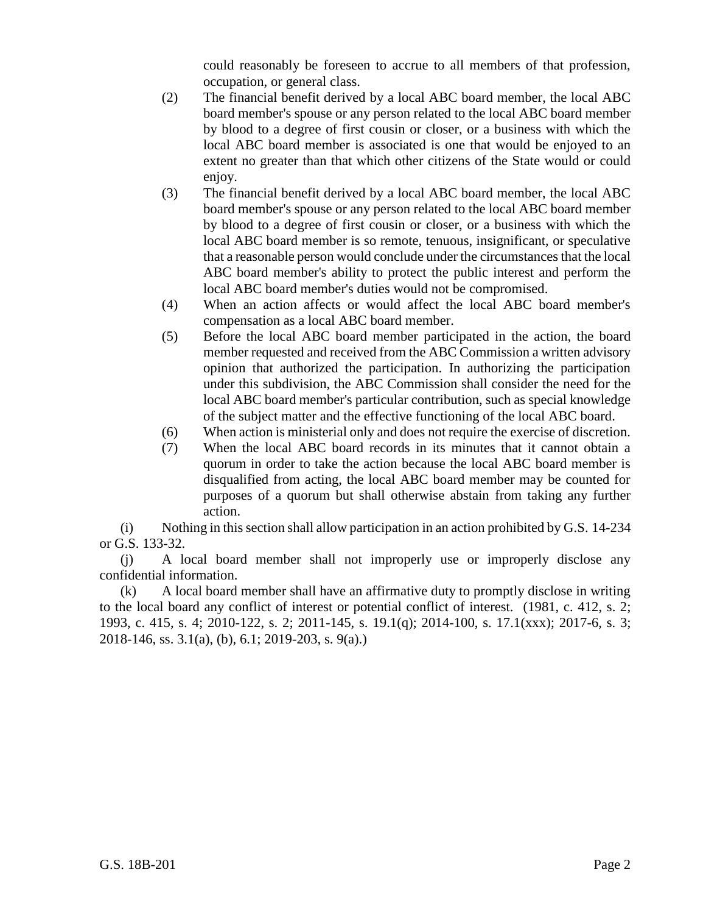could reasonably be foreseen to accrue to all members of that profession, occupation, or general class.

(2) The financial benefit derived by a local ABC board member, the local ABC board member's spouse or any person related to the local ABC board member by blood to a degree of first cousin or closer, or a business with which the local ABC board member is associated is one that would be enjoyed to an extent no greater than that which other citizens of the State would or could enjoy.

(3) The financial benefit derived by a local ABC board member, the local ABC board member's spouse or any person related to the local ABC board member by blood to a degree of first cousin or closer, or a business with which the local ABC board member is so remote, tenuous, insignificant, or speculative that a reasonable person would conclude under the circumstances that the local ABC board member's ability to protect the public interest and perform the local ABC board member's duties would not be compromised.

(4) When an action affects or would affect the local ABC board member's compensation as a local ABC board member.

(5) Before the local ABC board member participated in the action, the board member requested and received from the ABC Commission a written advisory opinion that authorized the participation. In authorizing the participation under this subdivision, the ABC Commission shall consider the need for the local ABC board member's particular contribution, such as special knowledge of the subject matter and the effective functioning of the local ABC board.

(6) When action is ministerial only and does not require the exercise of discretion.

(7) When the local ABC board records in its minutes that it cannot obtain a quorum in order to take the action because the local ABC board member is disqualified from acting, the local ABC board member may be counted for purposes of a quorum but shall otherwise abstain from taking any further action.

(i) Nothing in this section shall allow participation in an action prohibited by G.S. 14-234 or G.S. 133-32.

(j) A local board member shall not improperly use or improperly disclose any confidential information.

(k) A local board member shall have an affirmative duty to promptly disclose in writing to the local board any conflict of interest or potential conflict of interest. (1981, c. 412, s. 2; 1993, c. 415, s. 4; 2010-122, s. 2; 2011-145, s. 19.1(q); 2014-100, s. 17.1(xxx); 2017-6, s. 3; 2018-146, ss. 3.1(a), (b), 6.1; 2019-203, s. 9(a).)